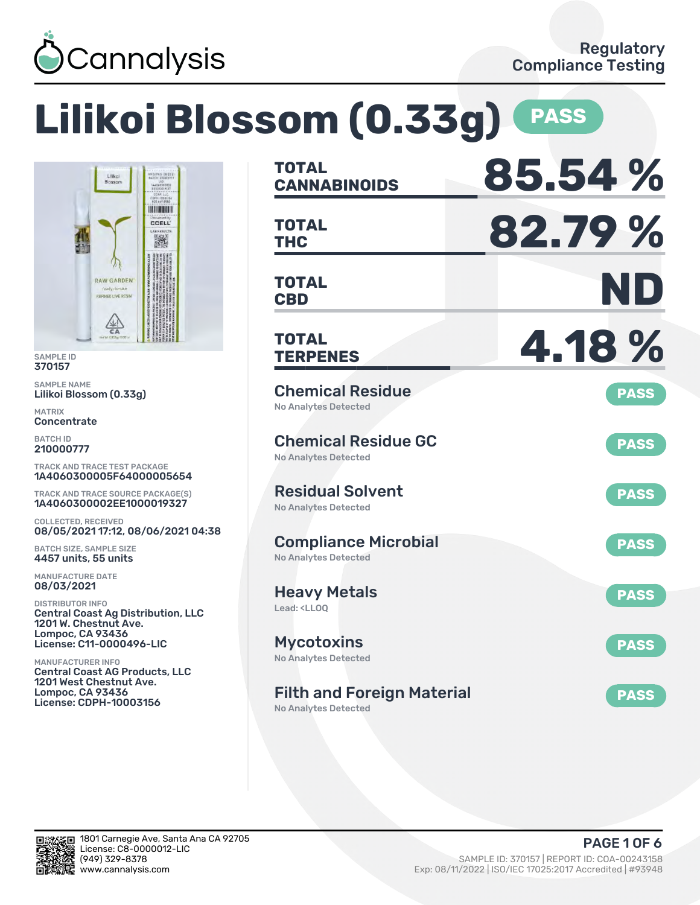Cannalysis

Regulatory Compliance Testing

# Lilikoi Blossom (0.33g) PASS

SAMPLE ID
370157

SAMPLE NAME
Lilikoi Blossom (0.33g)

MATRIX
Concentrate

BATCH ID
210000777

TRACK AND TRACE TEST PACKAGE
1A4060300005F64000005654

TRACK AND TRACE SOURCE PACKAGE(S)
1A4060300002EE1000019327

COLLECTED, RECEIVED
08/05/2021 17:12, 08/06/2021 04:38

BATCH SIZE, SAMPLE SIZE
4457 units, 55 units

MANUFACTURE DATE
08/03/2021

DISTRIBUTOR INFO
Central Coast Ag Distribution, LLC
1201 W. Chestnut Ave.
Lompoc, CA 93436
License: C11-0000496-LIC

MANUFACTURER INFO
Central Coast AG Products, LLC
1201 West Chestnut Ave.
Lompoc, CA 93436
License: CDPH-10003156

| | |
|---|---|
| **TOTAL CANNABINOIDS** | **85.54 %** |
| **TOTAL THC** | **82.79 %** |
| **TOTAL CBD** | **ND** |
| **TOTAL TERPENES** | **4.18 %** |

| Test | Result | Status |
|---|---|---|
| Chemical Residue | No Analytes Detected | PASS |
| Chemical Residue GC | No Analytes Detected | PASS |
| Residual Solvent | No Analytes Detected | PASS |
| Compliance Microbial | No Analytes Detected | PASS |
| Heavy Metals | Lead: <LLOQ | PASS |
| Mycotoxins | No Analytes Detected | PASS |
| Filth and Foreign Material | No Analytes Detected | PASS |

1801 Carnegie Ave, Santa Ana CA 92705
License: C8-0000012-LIC
(949) 329-8378
www.cannalysis.com

SAMPLE ID: 370157 | REPORT ID: COA-00243158
Exp: 08/11/2022 | ISO/IEC 17025:2017 Accredited | #93948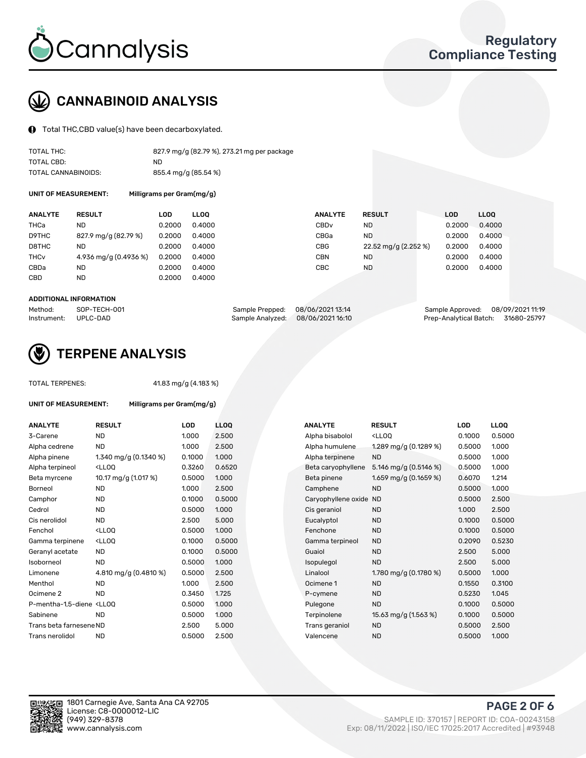# CANNABINOID ANALYSIS

Total THC,CBD value(s) have been decarboxylated.

| | |
|---|---|
| TOTAL THC: | 827.9 mg/g (82.79 %), 273.21 mg per package |
| TOTAL CBD: | ND |
| TOTAL CANNABINOIDS: | 855.4 mg/g (85.54 %) |

**UNIT OF MEASUREMENT:** Milligrams per Gram(mg/g)

| ANALYTE | RESULT | LOD | LLOQ | ANALYTE | RESULT | LOD | LLOQ |
|---|---|---|---|---|---|---|---|
| THCa | ND | 0.2000 | 0.4000 | CBDv | ND | 0.2000 | 0.4000 |
| D9THC | 827.9 mg/g (82.79 %) | 0.2000 | 0.4000 | CBGa | ND | 0.2000 | 0.4000 |
| D8THC | ND | 0.2000 | 0.4000 | CBG | 22.52 mg/g (2.252 %) | 0.2000 | 0.4000 |
| THCv | 4.936 mg/g (0.4936 %) | 0.2000 | 0.4000 | CBN | ND | 0.2000 | 0.4000 |
| CBDa | ND | 0.2000 | 0.4000 | CBC | ND | 0.2000 | 0.4000 |
| CBD | ND | 0.2000 | 0.4000 | | | | |

**ADDITIONAL INFORMATION**

| | | | | | |
|---|---|---|---|---|---|
| Method: | SOP-TECH-001 | Sample Prepped: | 08/06/2021 13:14 | Sample Approved: | 08/09/2021 11:19 |
| Instrument: | UPLC-DAD | Sample Analyzed: | 08/06/2021 16:10 | Prep-Analytical Batch: | 31680-25797 |

# TERPENE ANALYSIS

TOTAL TERPENES: 41.83 mg/g (4.183 %)

**UNIT OF MEASUREMENT:** Milligrams per Gram(mg/g)

| ANALYTE | RESULT | LOD | LLOQ | ANALYTE | RESULT | LOD | LLOQ |
|---|---|---|---|---|---|---|---|
| 3-Carene | ND | 1.000 | 2.500 | Alpha bisabolol | <LLOQ | 0.1000 | 0.5000 |
| Alpha cedrene | ND | 1.000 | 2.500 | Alpha humulene | 1.289 mg/g (0.1289 %) | 0.5000 | 1.000 |
| Alpha pinene | 1.340 mg/g (0.1340 %) | 0.1000 | 1.000 | Alpha terpinene | ND | 0.5000 | 1.000 |
| Alpha terpineol | <LLOQ | 0.3260 | 0.6520 | Beta caryophyllene | 5.146 mg/g (0.5146 %) | 0.5000 | 1.000 |
| Beta myrcene | 10.17 mg/g (1.017 %) | 0.5000 | 1.000 | Beta pinene | 1.659 mg/g (0.1659 %) | 0.6070 | 1.214 |
| Borneol | ND | 1.000 | 2.500 | Camphene | ND | 0.5000 | 1.000 |
| Camphor | ND | 0.1000 | 0.5000 | Caryophyllene oxide | ND | 0.5000 | 2.500 |
| Cedrol | ND | 0.5000 | 1.000 | Cis geraniol | ND | 1.000 | 2.500 |
| Cis nerolidol | ND | 2.500 | 5.000 | Eucalyptol | ND | 0.1000 | 0.5000 |
| Fenchol | <LLOQ | 0.5000 | 1.000 | Fenchone | ND | 0.1000 | 0.5000 |
| Gamma terpinene | <LLOQ | 0.1000 | 0.5000 | Gamma terpineol | ND | 0.2090 | 0.5230 |
| Geranyl acetate | ND | 0.1000 | 0.5000 | Guaiol | ND | 2.500 | 5.000 |
| Isoborneol | ND | 0.5000 | 1.000 | Isopulegol | ND | 2.500 | 5.000 |
| Limonene | 4.810 mg/g (0.4810 %) | 0.5000 | 2.500 | Linalool | 1.780 mg/g (0.1780 %) | 0.5000 | 1.000 |
| Menthol | ND | 1.000 | 2.500 | Ocimene 1 | ND | 0.1550 | 0.3100 |
| Ocimene 2 | ND | 0.3450 | 1.725 | P-cymene | ND | 0.5230 | 1.045 |
| P-mentha-1,5-diene | <LLOQ | 0.5000 | 1.000 | Pulegone | ND | 0.1000 | 0.5000 |
| Sabinene | ND | 0.5000 | 1.000 | Terpinolene | 15.63 mg/g (1.563 %) | 0.1000 | 0.5000 |
| Trans beta farnesene | ND | 2.500 | 5.000 | Trans geraniol | ND | 0.5000 | 2.500 |
| Trans nerolidol | ND | 0.5000 | 2.500 | Valencene | ND | 0.5000 | 1.000 |

1801 Carnegie Ave, Santa Ana CA 92705
License: C8-0000012-LIC
(949) 329-8378
www.cannalysis.com

SAMPLE ID: 370157 | REPORT ID: COA-00243158
Exp: 08/11/2022 | ISO/IEC 17025:2017 Accredited | #93948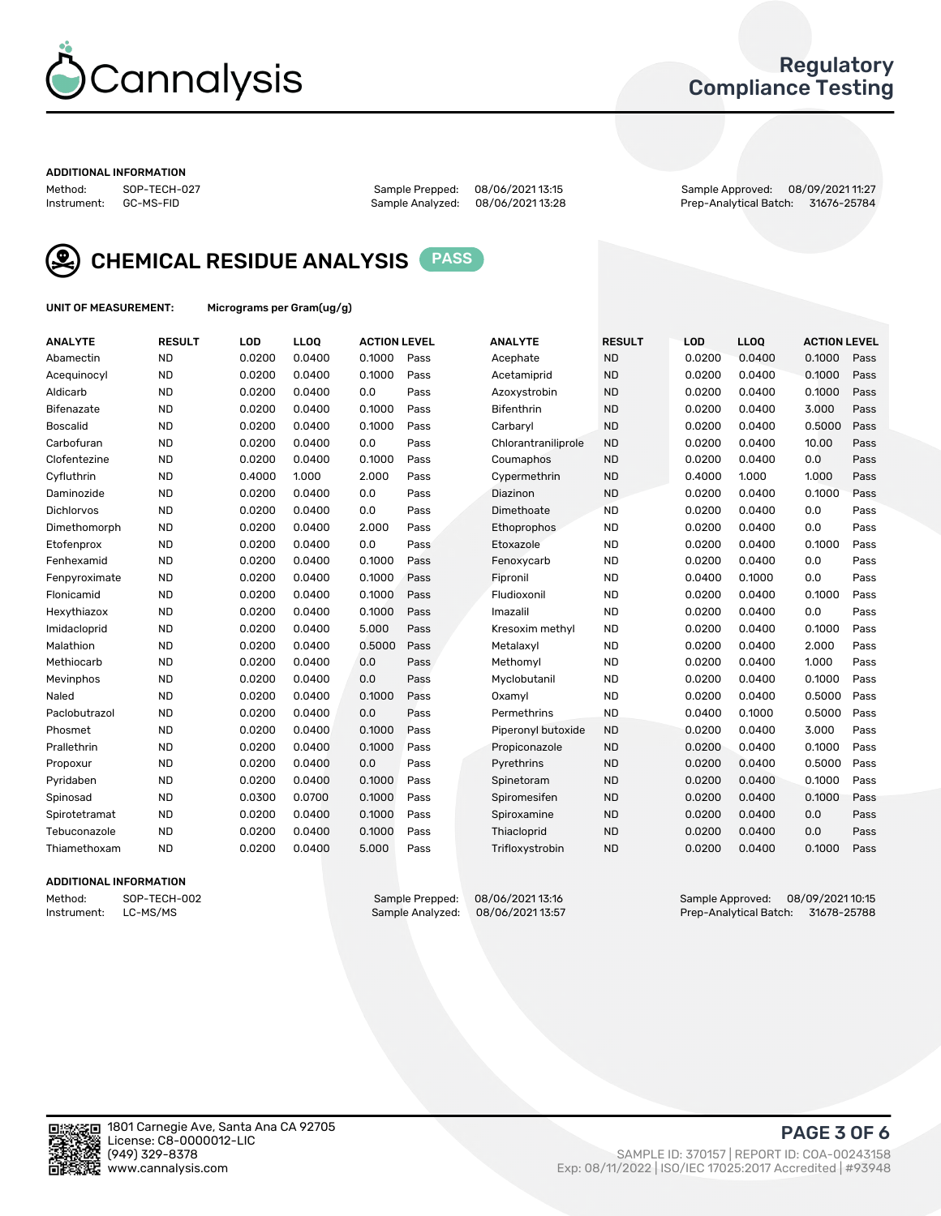# Cannalysis

## Regulatory Compliance Testing

**ADDITIONAL INFORMATION**

Method: SOP-TECH-027 | Sample Prepped: 08/06/2021 13:15 | Sample Approved: 08/09/2021 11:27
Instrument: GC-MS-FID | Sample Analyzed: 08/06/2021 13:28 | Prep-Analytical Batch: 31676-25784

## CHEMICAL RESIDUE ANALYSIS **PASS**

**UNIT OF MEASUREMENT:** Micrograms per Gram(ug/g)

| ANALYTE | RESULT | LOD | LLOQ | ACTION LEVEL | | ANALYTE | RESULT | LOD | LLOQ | ACTION LEVEL | |
|---|---|---|---|---|---|---|---|---|---|---|---|
| Abamectin | ND | 0.0200 | 0.0400 | 0.1000 | Pass | Acephate | ND | 0.0200 | 0.0400 | 0.1000 | Pass |
| Acequinocyl | ND | 0.0200 | 0.0400 | 0.1000 | Pass | Acetamiprid | ND | 0.0200 | 0.0400 | 0.1000 | Pass |
| Aldicarb | ND | 0.0200 | 0.0400 | 0.0 | Pass | Azoxystrobin | ND | 0.0200 | 0.0400 | 0.1000 | Pass |
| Bifenazate | ND | 0.0200 | 0.0400 | 0.1000 | Pass | Bifenthrin | ND | 0.0200 | 0.0400 | 3.000 | Pass |
| Boscalid | ND | 0.0200 | 0.0400 | 0.1000 | Pass | Carbaryl | ND | 0.0200 | 0.0400 | 0.5000 | Pass |
| Carbofuran | ND | 0.0200 | 0.0400 | 0.0 | Pass | Chlorantraniliprole | ND | 0.0200 | 0.0400 | 10.00 | Pass |
| Clofentezine | ND | 0.0200 | 0.0400 | 0.1000 | Pass | Coumaphos | ND | 0.0200 | 0.0400 | 0.0 | Pass |
| Cyfluthrin | ND | 0.4000 | 1.000 | 2.000 | Pass | Cypermethrin | ND | 0.4000 | 1.000 | 1.000 | Pass |
| Daminozide | ND | 0.0200 | 0.0400 | 0.0 | Pass | Diazinon | ND | 0.0200 | 0.0400 | 0.1000 | Pass |
| Dichlorvos | ND | 0.0200 | 0.0400 | 0.0 | Pass | Dimethoate | ND | 0.0200 | 0.0400 | 0.0 | Pass |
| Dimethomorph | ND | 0.0200 | 0.0400 | 2.000 | Pass | Ethoprophos | ND | 0.0200 | 0.0400 | 0.0 | Pass |
| Etofenprox | ND | 0.0200 | 0.0400 | 0.0 | Pass | Etoxazole | ND | 0.0200 | 0.0400 | 0.1000 | Pass |
| Fenhexamid | ND | 0.0200 | 0.0400 | 0.1000 | Pass | Fenoxycarb | ND | 0.0200 | 0.0400 | 0.0 | Pass |
| Fenpyroximate | ND | 0.0200 | 0.0400 | 0.1000 | Pass | Fipronil | ND | 0.0400 | 0.1000 | 0.0 | Pass |
| Flonicamid | ND | 0.0200 | 0.0400 | 0.1000 | Pass | Fludioxonil | ND | 0.0200 | 0.0400 | 0.1000 | Pass |
| Hexythiazox | ND | 0.0200 | 0.0400 | 0.1000 | Pass | Imazalil | ND | 0.0200 | 0.0400 | 0.0 | Pass |
| Imidacloprid | ND | 0.0200 | 0.0400 | 5.000 | Pass | Kresoxim methyl | ND | 0.0200 | 0.0400 | 0.1000 | Pass |
| Malathion | ND | 0.0200 | 0.0400 | 0.5000 | Pass | Metalaxyl | ND | 0.0200 | 0.0400 | 2.000 | Pass |
| Methiocarb | ND | 0.0200 | 0.0400 | 0.0 | Pass | Methomyl | ND | 0.0200 | 0.0400 | 1.000 | Pass |
| Mevinphos | ND | 0.0200 | 0.0400 | 0.0 | Pass | Myclobutanil | ND | 0.0200 | 0.0400 | 0.1000 | Pass |
| Naled | ND | 0.0200 | 0.0400 | 0.1000 | Pass | Oxamyl | ND | 0.0200 | 0.0400 | 0.5000 | Pass |
| Paclobutrazol | ND | 0.0200 | 0.0400 | 0.0 | Pass | Permethrins | ND | 0.0400 | 0.1000 | 0.5000 | Pass |
| Phosmet | ND | 0.0200 | 0.0400 | 0.1000 | Pass | Piperonyl butoxide | ND | 0.0200 | 0.0400 | 3.000 | Pass |
| Prallethrin | ND | 0.0200 | 0.0400 | 0.1000 | Pass | Propiconazole | ND | 0.0200 | 0.0400 | 0.1000 | Pass |
| Propoxur | ND | 0.0200 | 0.0400 | 0.0 | Pass | Pyrethrins | ND | 0.0200 | 0.0400 | 0.5000 | Pass |
| Pyridaben | ND | 0.0200 | 0.0400 | 0.1000 | Pass | Spinetoram | ND | 0.0200 | 0.0400 | 0.1000 | Pass |
| Spinosad | ND | 0.0300 | 0.0700 | 0.1000 | Pass | Spiromesifen | ND | 0.0200 | 0.0400 | 0.1000 | Pass |
| Spirotetramat | ND | 0.0200 | 0.0400 | 0.1000 | Pass | Spiroxamine | ND | 0.0200 | 0.0400 | 0.0 | Pass |
| Tebuconazole | ND | 0.0200 | 0.0400 | 0.1000 | Pass | Thiacloprid | ND | 0.0200 | 0.0400 | 0.0 | Pass |
| Thiamethoxam | ND | 0.0200 | 0.0400 | 5.000 | Pass | Trifloxystrobin | ND | 0.0200 | 0.0400 | 0.1000 | Pass |

**ADDITIONAL INFORMATION**

Method: SOP-TECH-002 | Sample Prepped: 08/06/2021 13:16 | Sample Approved: 08/09/2021 10:15
Instrument: LC-MS/MS | Sample Analyzed: 08/06/2021 13:57 | Prep-Analytical Batch: 31678-25788

1801 Carnegie Ave, Santa Ana CA 92705
License: C8-0000012-LIC
(949) 329-8378
www.cannalysis.com

SAMPLE ID: 370157 | REPORT ID: COA-00243158
Exp: 08/11/2022 | ISO/IEC 17025:2017 Accredited | #93948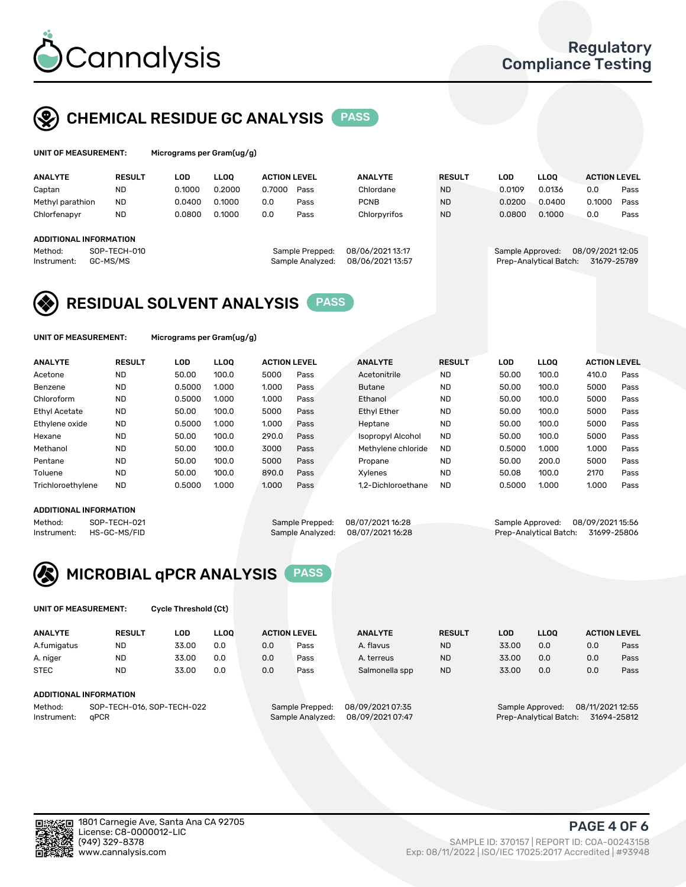# Cannalysis

Regulatory Compliance Testing

## CHEMICAL RESIDUE GC ANALYSIS PASS

**UNIT OF MEASUREMENT:** Micrograms per Gram(ug/g)

| ANALYTE | RESULT | LOD | LLOQ | ACTION LEVEL | | ANALYTE | RESULT | LOD | LLOQ | ACTION LEVEL | |
|---|---|---|---|---|---|---|---|---|---|---|---|
| Captan | ND | 0.1000 | 0.2000 | 0.7000 | Pass | Chlordane | ND | 0.0109 | 0.0136 | 0.0 | Pass |
| Methyl parathion | ND | 0.0400 | 0.1000 | 0.0 | Pass | PCNB | ND | 0.0200 | 0.0400 | 0.1000 | Pass |
| Chlorfenapyr | ND | 0.0800 | 0.1000 | 0.0 | Pass | Chlorpyrifos | ND | 0.0800 | 0.1000 | 0.0 | Pass |

**ADDITIONAL INFORMATION**

Method: SOP-TECH-010
Instrument: GC-MS/MS

Sample Prepped: 08/06/2021 13:17
Sample Analyzed: 08/06/2021 13:57

Sample Approved: 08/09/2021 12:05
Prep-Analytical Batch: 31679-25789

## RESIDUAL SOLVENT ANALYSIS PASS

**UNIT OF MEASUREMENT:** Micrograms per Gram(ug/g)

| ANALYTE | RESULT | LOD | LLOQ | ACTION LEVEL | | ANALYTE | RESULT | LOD | LLOQ | ACTION LEVEL | |
|---|---|---|---|---|---|---|---|---|---|---|---|
| Acetone | ND | 50.00 | 100.0 | 5000 | Pass | Acetonitrile | ND | 50.00 | 100.0 | 410.0 | Pass |
| Benzene | ND | 0.5000 | 1.000 | 1.000 | Pass | Butane | ND | 50.00 | 100.0 | 5000 | Pass |
| Chloroform | ND | 0.5000 | 1.000 | 1.000 | Pass | Ethanol | ND | 50.00 | 100.0 | 5000 | Pass |
| Ethyl Acetate | ND | 50.00 | 100.0 | 5000 | Pass | Ethyl Ether | ND | 50.00 | 100.0 | 5000 | Pass |
| Ethylene oxide | ND | 0.5000 | 1.000 | 1.000 | Pass | Heptane | ND | 50.00 | 100.0 | 5000 | Pass |
| Hexane | ND | 50.00 | 100.0 | 290.0 | Pass | Isopropyl Alcohol | ND | 50.00 | 100.0 | 5000 | Pass |
| Methanol | ND | 50.00 | 100.0 | 3000 | Pass | Methylene chloride | ND | 0.5000 | 1.000 | 1.000 | Pass |
| Pentane | ND | 50.00 | 100.0 | 5000 | Pass | Propane | ND | 50.00 | 200.0 | 5000 | Pass |
| Toluene | ND | 50.00 | 100.0 | 890.0 | Pass | Xylenes | ND | 50.08 | 100.0 | 2170 | Pass |
| Trichloroethylene | ND | 0.5000 | 1.000 | 1.000 | Pass | 1,2-Dichloroethane | ND | 0.5000 | 1.000 | 1.000 | Pass |

**ADDITIONAL INFORMATION**

Method: SOP-TECH-021
Instrument: HS-GC-MS/FID

Sample Prepped: 08/07/2021 16:28
Sample Analyzed: 08/07/2021 16:28

Sample Approved: 08/09/2021 15:56
Prep-Analytical Batch: 31699-25806

## MICROBIAL qPCR ANALYSIS PASS

**UNIT OF MEASUREMENT:** Cycle Threshold (Ct)

| ANALYTE | RESULT | LOD | LLOQ | ACTION LEVEL | | ANALYTE | RESULT | LOD | LLOQ | ACTION LEVEL | |
|---|---|---|---|---|---|---|---|---|---|---|---|
| A.fumigatus | ND | 33.00 | 0.0 | 0.0 | Pass | A. flavus | ND | 33.00 | 0.0 | 0.0 | Pass |
| A. niger | ND | 33.00 | 0.0 | 0.0 | Pass | A. terreus | ND | 33.00 | 0.0 | 0.0 | Pass |
| STEC | ND | 33.00 | 0.0 | 0.0 | Pass | Salmonella spp | ND | 33.00 | 0.0 | 0.0 | Pass |

**ADDITIONAL INFORMATION**

Method: SOP-TECH-016, SOP-TECH-022
Instrument: qPCR

Sample Prepped: 08/09/2021 07:35
Sample Analyzed: 08/09/2021 07:47

Sample Approved: 08/11/2021 12:55
Prep-Analytical Batch: 31694-25812

1801 Carnegie Ave, Santa Ana CA 92705
License: C8-0000012-LIC
(949) 329-8378
www.cannalysis.com

SAMPLE ID: 370157 | REPORT ID: COA-00243158
Exp: 08/11/2022 | ISO/IEC 17025:2017 Accredited | #93948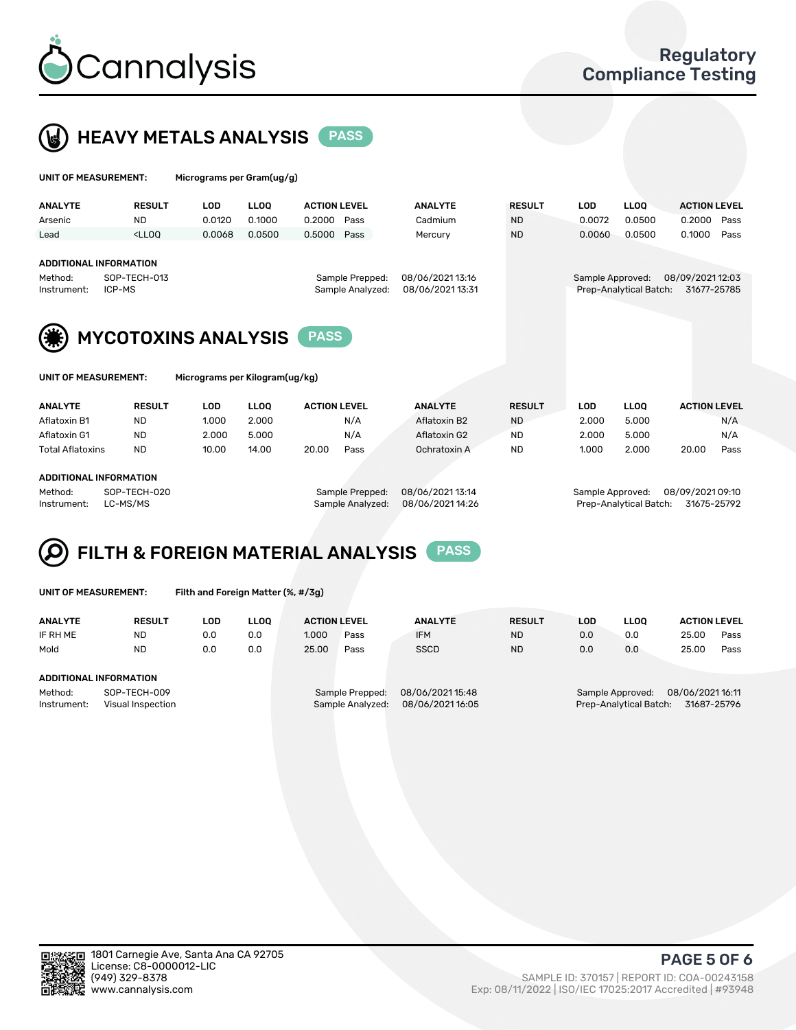# Cannalysis

Regulatory Compliance Testing

## HEAVY METALS ANALYSIS PASS

**UNIT OF MEASUREMENT:** Micrograms per Gram(ug/g)

| ANALYTE | RESULT | LOD | LLOQ | ACTION LEVEL | | ANALYTE | RESULT | LOD | LLOQ | ACTION LEVEL | |
|---|---|---|---|---|---|---|---|---|---|---|---|
| Arsenic | ND | 0.0120 | 0.1000 | 0.2000 | Pass | Cadmium | ND | 0.0072 | 0.0500 | 0.2000 | Pass |
| Lead | <LLOQ | 0.0068 | 0.0500 | 0.5000 | Pass | Mercury | ND | 0.0060 | 0.0500 | 0.1000 | Pass |

**ADDITIONAL INFORMATION**

| | | | | | |
|---|---|---|---|---|---|
| Method: | SOP-TECH-013 | Sample Prepped: | 08/06/2021 13:16 | Sample Approved: | 08/09/2021 12:03 |
| Instrument: | ICP-MS | Sample Analyzed: | 08/06/2021 13:31 | Prep-Analytical Batch: | 31677-25785 |

## MYCOTOXINS ANALYSIS PASS

**UNIT OF MEASUREMENT:** Micrograms per Kilogram(ug/kg)

| ANALYTE | RESULT | LOD | LLOQ | ACTION LEVEL | | ANALYTE | RESULT | LOD | LLOQ | ACTION LEVEL | |
|---|---|---|---|---|---|---|---|---|---|---|---|
| Aflatoxin B1 | ND | 1.000 | 2.000 | | N/A | Aflatoxin B2 | ND | 2.000 | 5.000 | | N/A |
| Aflatoxin G1 | ND | 2.000 | 5.000 | | N/A | Aflatoxin G2 | ND | 2.000 | 5.000 | | N/A |
| Total Aflatoxins | ND | 10.00 | 14.00 | 20.00 | Pass | Ochratoxin A | ND | 1.000 | 2.000 | 20.00 | Pass |

**ADDITIONAL INFORMATION**

| | | | | | |
|---|---|---|---|---|---|
| Method: | SOP-TECH-020 | Sample Prepped: | 08/06/2021 13:14 | Sample Approved: | 08/09/2021 09:10 |
| Instrument: | LC-MS/MS | Sample Analyzed: | 08/06/2021 14:26 | Prep-Analytical Batch: | 31675-25792 |

## FILTH & FOREIGN MATERIAL ANALYSIS PASS

**UNIT OF MEASUREMENT:** Filth and Foreign Matter (%, #/3g)

| ANALYTE | RESULT | LOD | LLOQ | ACTION LEVEL | | ANALYTE | RESULT | LOD | LLOQ | ACTION LEVEL | |
|---|---|---|---|---|---|---|---|---|---|---|---|
| IF RH ME | ND | 0.0 | 0.0 | 1.000 | Pass | IFM | ND | 0.0 | 0.0 | 25.00 | Pass |
| Mold | ND | 0.0 | 0.0 | 25.00 | Pass | SSCD | ND | 0.0 | 0.0 | 25.00 | Pass |

**ADDITIONAL INFORMATION**

| | | | | | |
|---|---|---|---|---|---|
| Method: | SOP-TECH-009 | Sample Prepped: | 08/06/2021 15:48 | Sample Approved: | 08/06/2021 16:11 |
| Instrument: | Visual Inspection | Sample Analyzed: | 08/06/2021 16:05 | Prep-Analytical Batch: | 31687-25796 |

1801 Carnegie Ave, Santa Ana CA 92705
License: C8-0000012-LIC
(949) 329-8378
www.cannalysis.com

SAMPLE ID: 370157 | REPORT ID: COA-00243158
Exp: 08/11/2022 | ISO/IEC 17025:2017 Accredited | #93948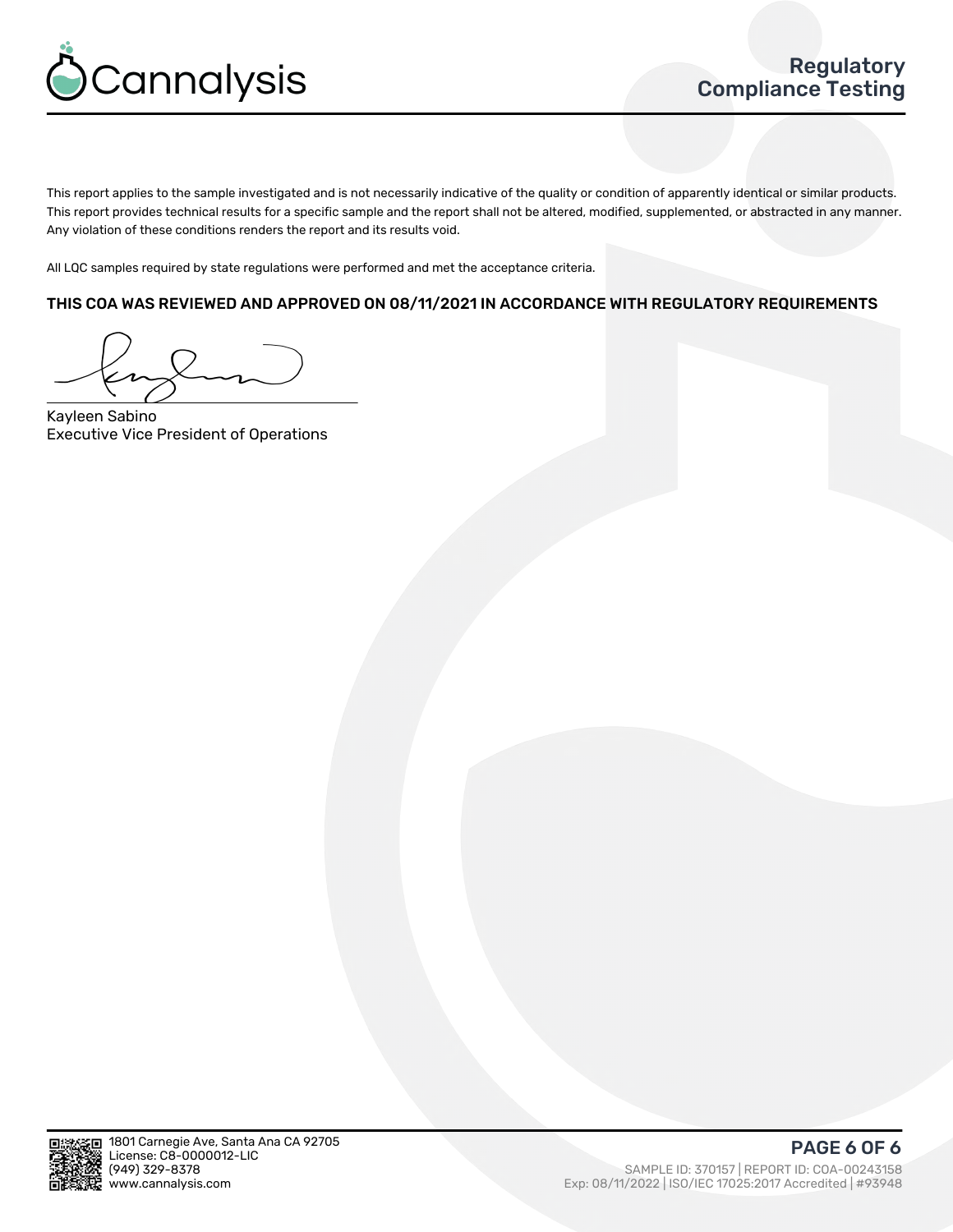This report applies to the sample investigated and is not necessarily indicative of the quality or condition of apparently identical or similar products. This report provides technical results for a specific sample and the report shall not be altered, modified, supplemented, or abstracted in any manner. Any violation of these conditions renders the report and its results void.

All LQC samples required by state regulations were performed and met the acceptance criteria.

**THIS COA WAS REVIEWED AND APPROVED ON 08/11/2021 IN ACCORDANCE WITH REGULATORY REQUIREMENTS**

Kayleen Sabino
Executive Vice President of Operations

1801 Carnegie Ave, Santa Ana CA 92705
License: C8-0000012-LIC
(949) 329-8378
www.cannalysis.com

SAMPLE ID: 370157 | REPORT ID: COA-00243158
Exp: 08/11/2022 | ISO/IEC 17025:2017 Accredited | #93948